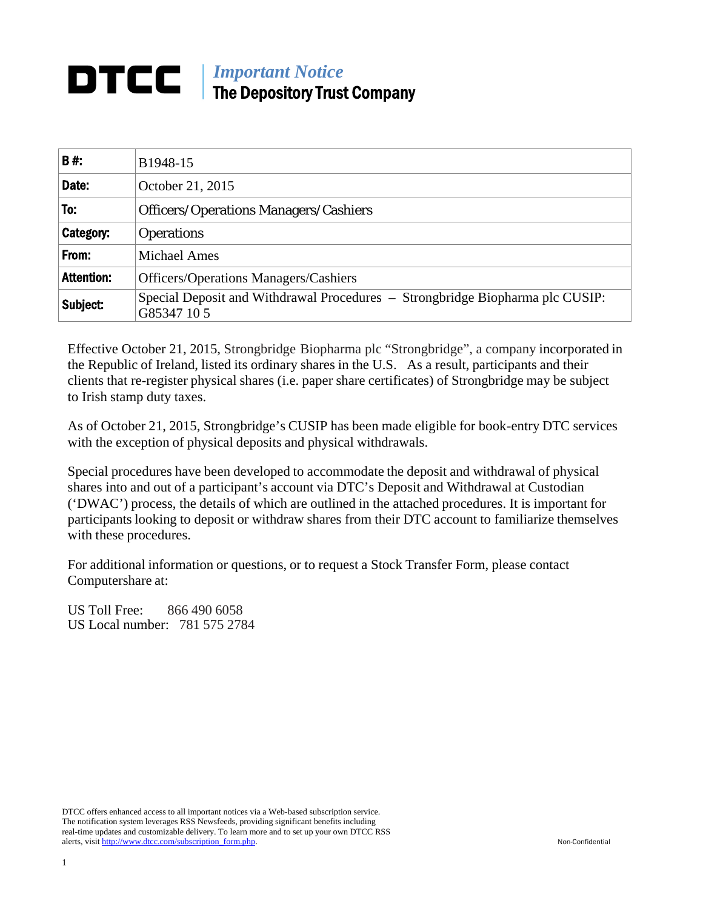# DTCC | *Important Notice*
## The Depository Trust Company

| | |
|---|---|
| **B #:** | B1948-15 |
| **Date:** | October 21, 2015 |
| **To:** | Officers/Operations Managers/Cashiers |
| **Category:** | Operations |
| **From:** | Michael Ames |
| **Attention:** | Officers/Operations Managers/Cashiers |
| **Subject:** | Special Deposit and Withdrawal Procedures – Strongbridge Biopharma plc CUSIP: G85347 10 5 |

Effective October 21, 2015, Strongbridge Biopharma plc "Strongbridge", a company incorporated in the Republic of Ireland, listed its ordinary shares in the U.S. As a result, participants and their clients that re-register physical shares (i.e. paper share certificates) of Strongbridge may be subject to Irish stamp duty taxes.

As of October 21, 2015, Strongbridge's CUSIP has been made eligible for book-entry DTC services with the exception of physical deposits and physical withdrawals.

Special procedures have been developed to accommodate the deposit and withdrawal of physical shares into and out of a participant's account via DTC's Deposit and Withdrawal at Custodian ('DWAC') process, the details of which are outlined in the attached procedures. It is important for participants looking to deposit or withdraw shares from their DTC account to familiarize themselves with these procedures.

For additional information or questions, or to request a Stock Transfer Form, please contact Computershare at:

US Toll Free: 866 490 6058
US Local number: 781 575 2784

DTCC offers enhanced access to all important notices via a Web-based subscription service. The notification system leverages RSS Newsfeeds, providing significant benefits including real-time updates and customizable delivery. To learn more and to set up your own DTCC RSS alerts, visit http://www.dtcc.com/subscription_form.php.

Non-Confidential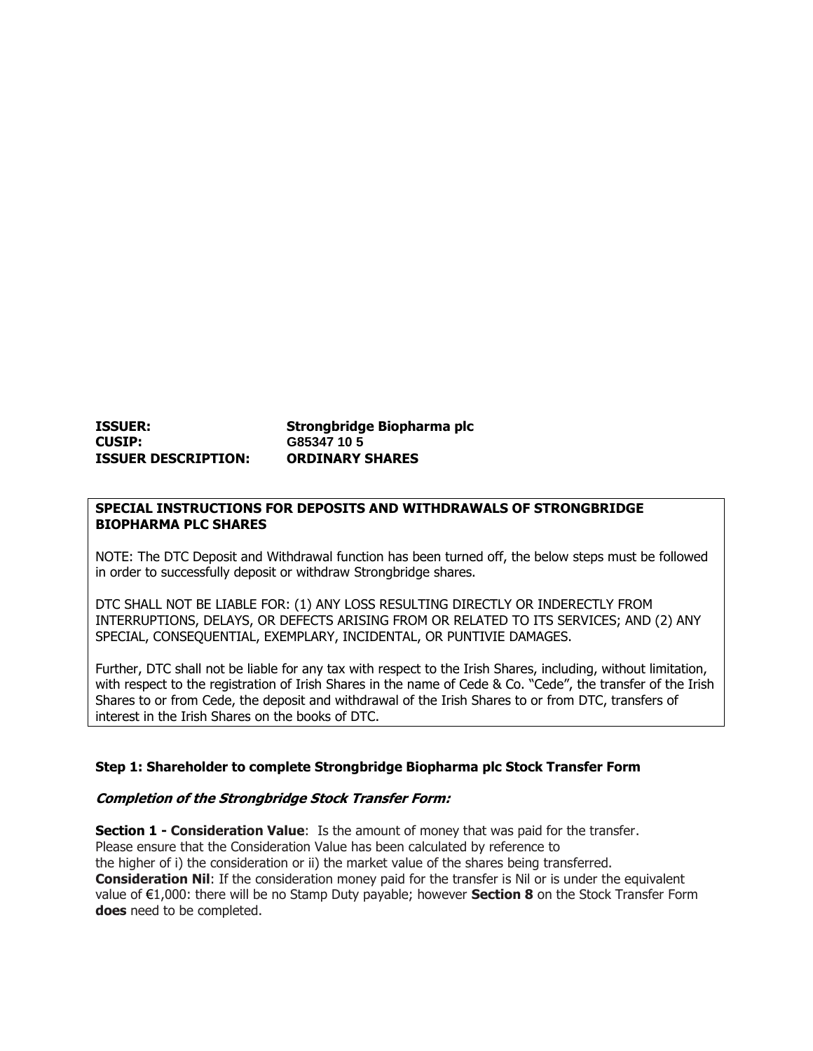**ISSUER:** **Strongbridge Biopharma plc**
**CUSIP:** **G85347 10 5**
**ISSUER DESCRIPTION:** **ORDINARY SHARES**

**SPECIAL INSTRUCTIONS FOR DEPOSITS AND WITHDRAWALS OF STRONGBRIDGE BIOPHARMA PLC SHARES**

NOTE: The DTC Deposit and Withdrawal function has been turned off, the below steps must be followed in order to successfully deposit or withdraw Strongbridge shares.

DTC SHALL NOT BE LIABLE FOR: (1) ANY LOSS RESULTING DIRECTLY OR INDERECTLY FROM INTERRUPTIONS, DELAYS, OR DEFECTS ARISING FROM OR RELATED TO ITS SERVICES; AND (2) ANY SPECIAL, CONSEQUENTIAL, EXEMPLARY, INCIDENTAL, OR PUNTIVIE DAMAGES.

Further, DTC shall not be liable for any tax with respect to the Irish Shares, including, without limitation, with respect to the registration of Irish Shares in the name of Cede & Co. "Cede", the transfer of the Irish Shares to or from Cede, the deposit and withdrawal of the Irish Shares to or from DTC, transfers of interest in the Irish Shares on the books of DTC.

**Step 1: Shareholder to complete Strongbridge Biopharma plc Stock Transfer Form**

***Completion of the Strongbridge Stock Transfer Form:***

**Section 1 - Consideration Value**: Is the amount of money that was paid for the transfer.
Please ensure that the Consideration Value has been calculated by reference to
the higher of i) the consideration or ii) the market value of the shares being transferred.
**Consideration Nil**: If the consideration money paid for the transfer is Nil or is under the equivalent value of €1,000: there will be no Stamp Duty payable; however **Section 8** on the Stock Transfer Form **does** need to be completed.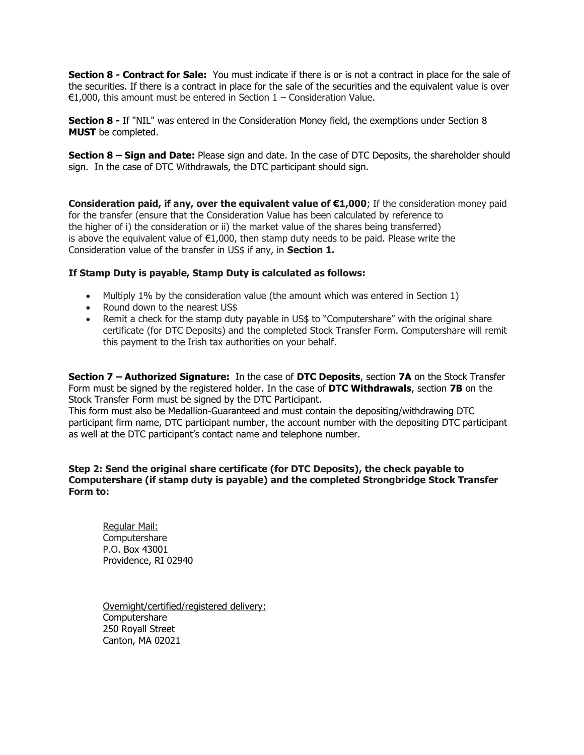**Section 8 - Contract for Sale:** You must indicate if there is or is not a contract in place for the sale of the securities. If there is a contract in place for the sale of the securities and the equivalent value is over €1,000, this amount must be entered in Section 1 – Consideration Value.

**Section 8 -** If "NIL" was entered in the Consideration Money field, the exemptions under Section 8 **MUST** be completed.

**Section 8 – Sign and Date:** Please sign and date. In the case of DTC Deposits, the shareholder should sign. In the case of DTC Withdrawals, the DTC participant should sign.

**Consideration paid, if any, over the equivalent value of €1,000**; If the consideration money paid for the transfer (ensure that the Consideration Value has been calculated by reference to the higher of i) the consideration or ii) the market value of the shares being transferred) is above the equivalent value of €1,000, then stamp duty needs to be paid. Please write the Consideration value of the transfer in US$ if any, in **Section 1.**

**If Stamp Duty is payable, Stamp Duty is calculated as follows:**

- Multiply 1% by the consideration value (the amount which was entered in Section 1)
- Round down to the nearest US$
- Remit a check for the stamp duty payable in US$ to "Computershare" with the original share certificate (for DTC Deposits) and the completed Stock Transfer Form. Computershare will remit this payment to the Irish tax authorities on your behalf.

**Section 7 – Authorized Signature:** In the case of **DTC Deposits**, section **7A** on the Stock Transfer Form must be signed by the registered holder. In the case of **DTC Withdrawals**, section **7B** on the Stock Transfer Form must be signed by the DTC Participant.
This form must also be Medallion-Guaranteed and must contain the depositing/withdrawing DTC participant firm name, DTC participant number, the account number with the depositing DTC participant as well at the DTC participant's contact name and telephone number.

**Step 2: Send the original share certificate (for DTC Deposits), the check payable to Computershare (if stamp duty is payable) and the completed Strongbridge Stock Transfer Form to:**

Regular Mail:
Computershare
P.O. Box 43001
Providence, RI 02940

Overnight/certified/registered delivery:
Computershare
250 Royall Street
Canton, MA 02021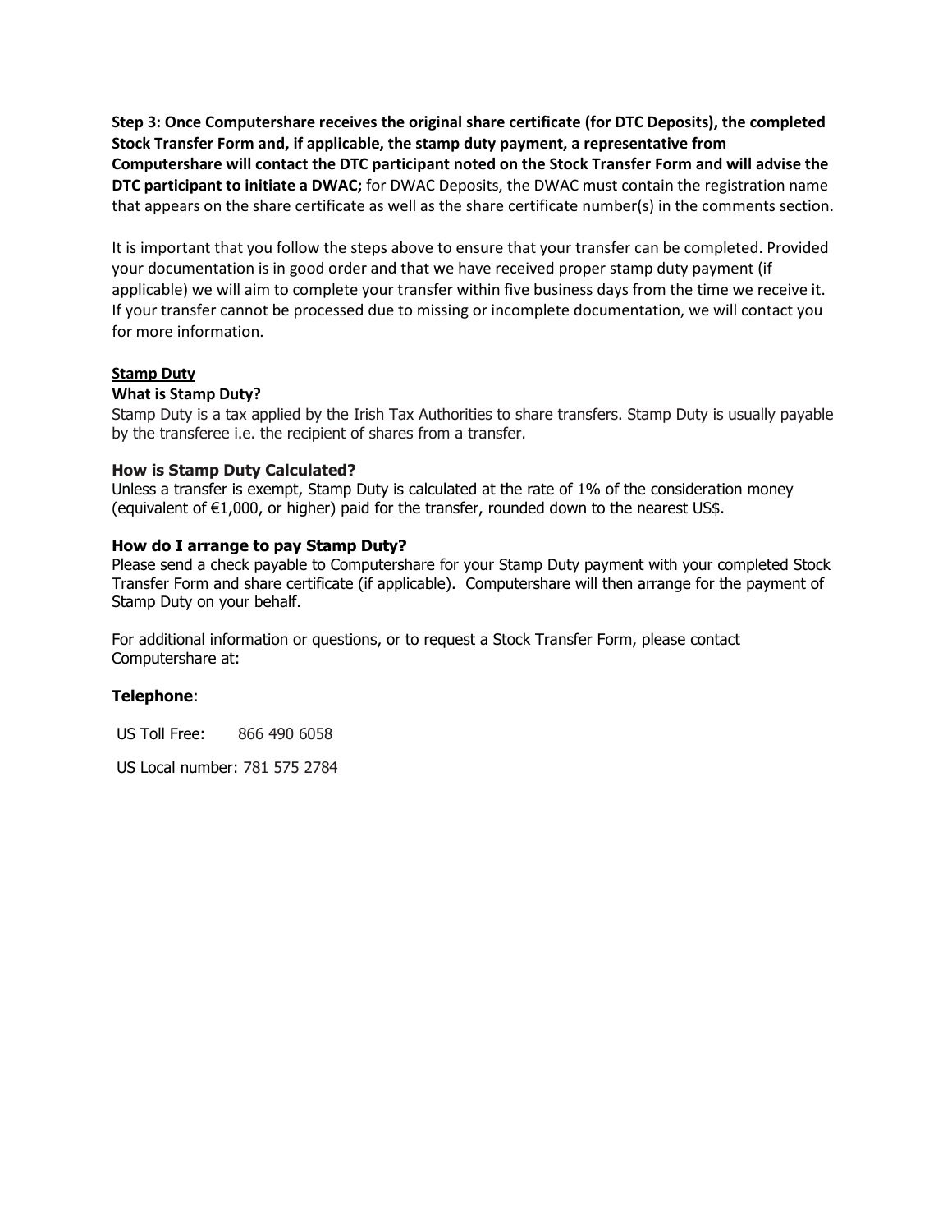**Step 3: Once Computershare receives the original share certificate (for DTC Deposits), the completed Stock Transfer Form and, if applicable, the stamp duty payment, a representative from Computershare will contact the DTC participant noted on the Stock Transfer Form and will advise the DTC participant to initiate a DWAC;** for DWAC Deposits, the DWAC must contain the registration name that appears on the share certificate as well as the share certificate number(s) in the comments section.

It is important that you follow the steps above to ensure that your transfer can be completed. Provided your documentation is in good order and that we have received proper stamp duty payment (if applicable) we will aim to complete your transfer within five business days from the time we receive it. If your transfer cannot be processed due to missing or incomplete documentation, we will contact you for more information.

## Stamp Duty

### What is Stamp Duty?

Stamp Duty is a tax applied by the Irish Tax Authorities to share transfers. Stamp Duty is usually payable by the transferee i.e. the recipient of shares from a transfer.

### How is Stamp Duty Calculated?

Unless a transfer is exempt, Stamp Duty is calculated at the rate of 1% of the consideration money (equivalent of €1,000, or higher) paid for the transfer, rounded down to the nearest US$.

### How do I arrange to pay Stamp Duty?

Please send a check payable to Computershare for your Stamp Duty payment with your completed Stock Transfer Form and share certificate (if applicable). Computershare will then arrange for the payment of Stamp Duty on your behalf.

For additional information or questions, or to request a Stock Transfer Form, please contact Computershare at:

**Telephone**:

US Toll Free: 866 490 6058

US Local number: 781 575 2784